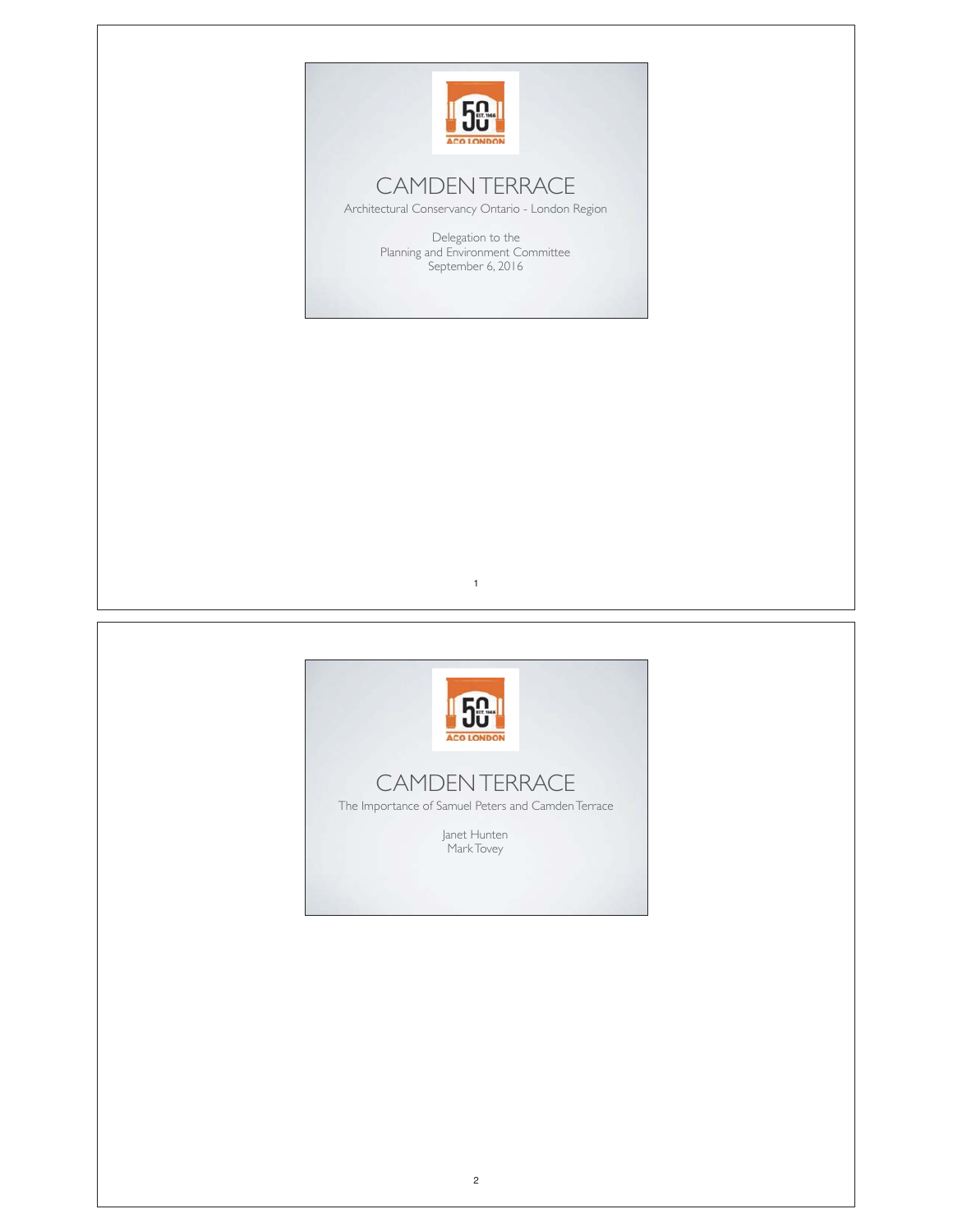# CAMDEN TERRACE

Architectural Conservancy Ontario - London Region

Delegation to the
Planning and Environment Committee
September 6, 2016

# CAMDEN TERRACE

The Importance of Samuel Peters and Camden Terrace

Janet Hunten
Mark Tovey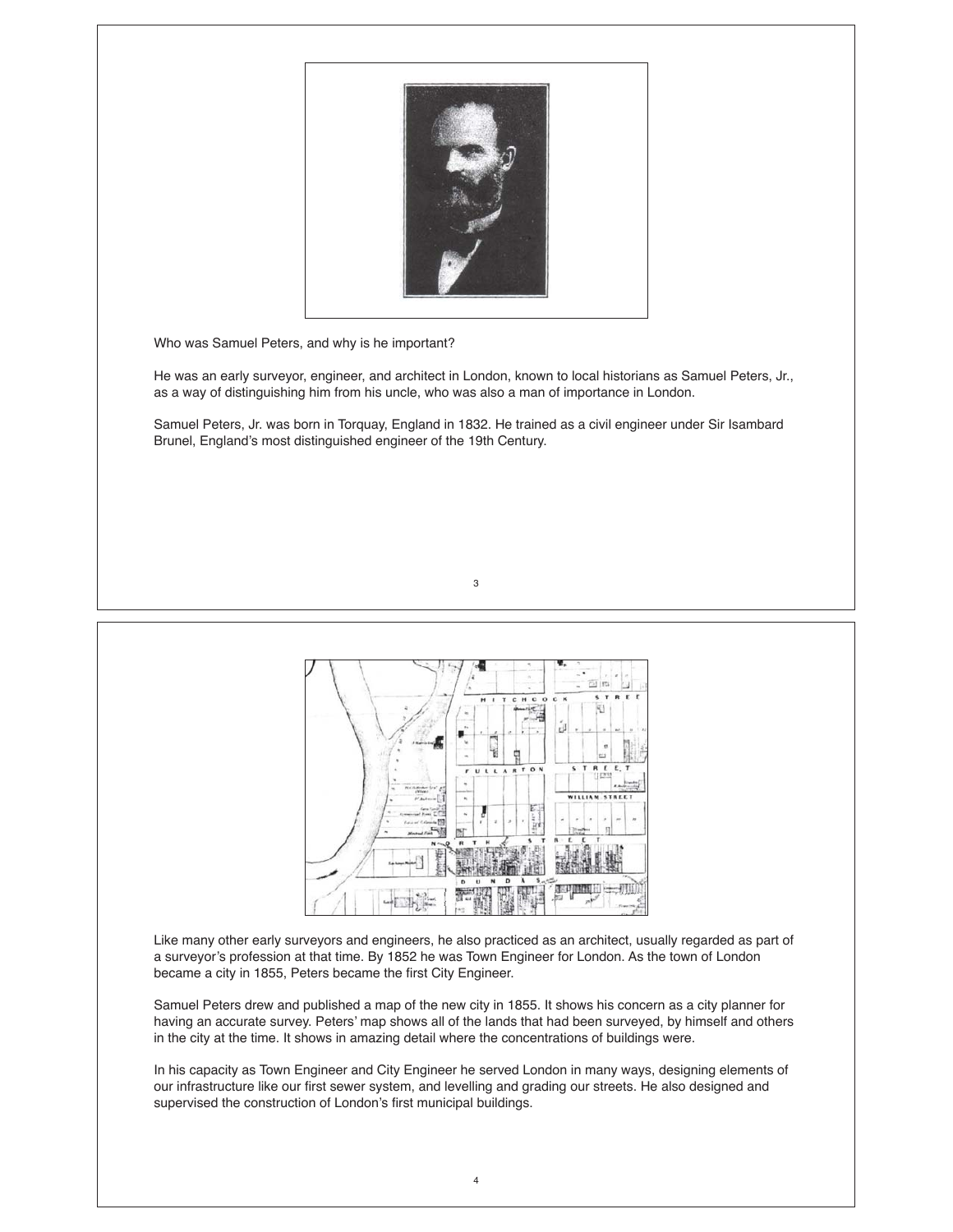Who was Samuel Peters, and why is he important?

He was an early surveyor, engineer, and architect in London, known to local historians as Samuel Peters, Jr., as a way of distinguishing him from his uncle, who was also a man of importance in London.

Samuel Peters, Jr. was born in Torquay, England in 1832. He trained as a civil engineer under Sir Isambard Brunel, England's most distinguished engineer of the 19th Century.

Like many other early surveyors and engineers, he also practiced as an architect, usually regarded as part of a surveyor's profession at that time. By 1852 he was Town Engineer for London. As the town of London became a city in 1855, Peters became the first City Engineer.

Samuel Peters drew and published a map of the new city in 1855. It shows his concern as a city planner for having an accurate survey. Peters' map shows all of the lands that had been surveyed, by himself and others in the city at the time. It shows in amazing detail where the concentrations of buildings were.

In his capacity as Town Engineer and City Engineer he served London in many ways, designing elements of our infrastructure like our first sewer system, and levelling and grading our streets. He also designed and supervised the construction of London's first municipal buildings.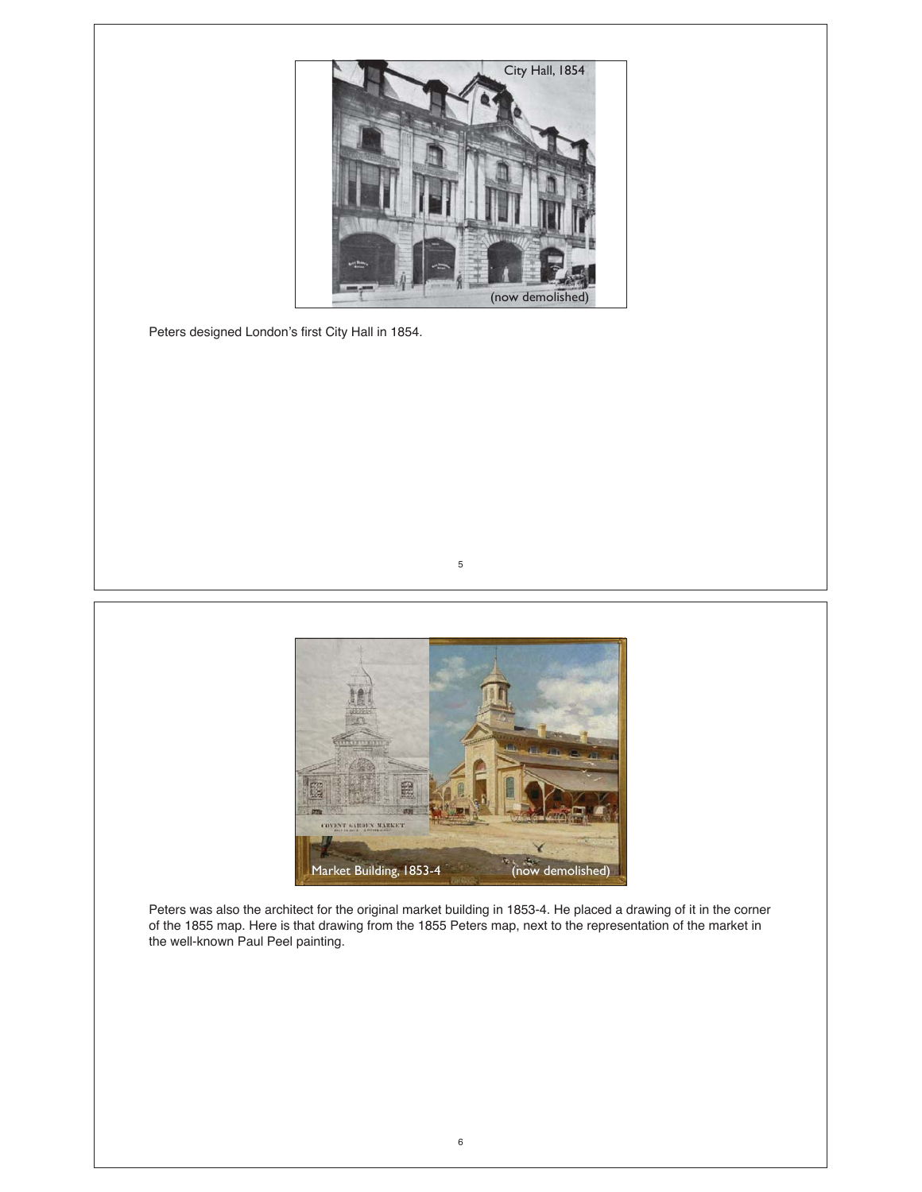City Hall, 1854

(now demolished)

Peters designed London's first City Hall in 1854.

Market Building, 1853-4

(now demolished)

Peters was also the architect for the original market building in 1853-4. He placed a drawing of it in the corner of the 1855 map. Here is that drawing from the 1855 Peters map, next to the representation of the market in the well-known Paul Peel painting.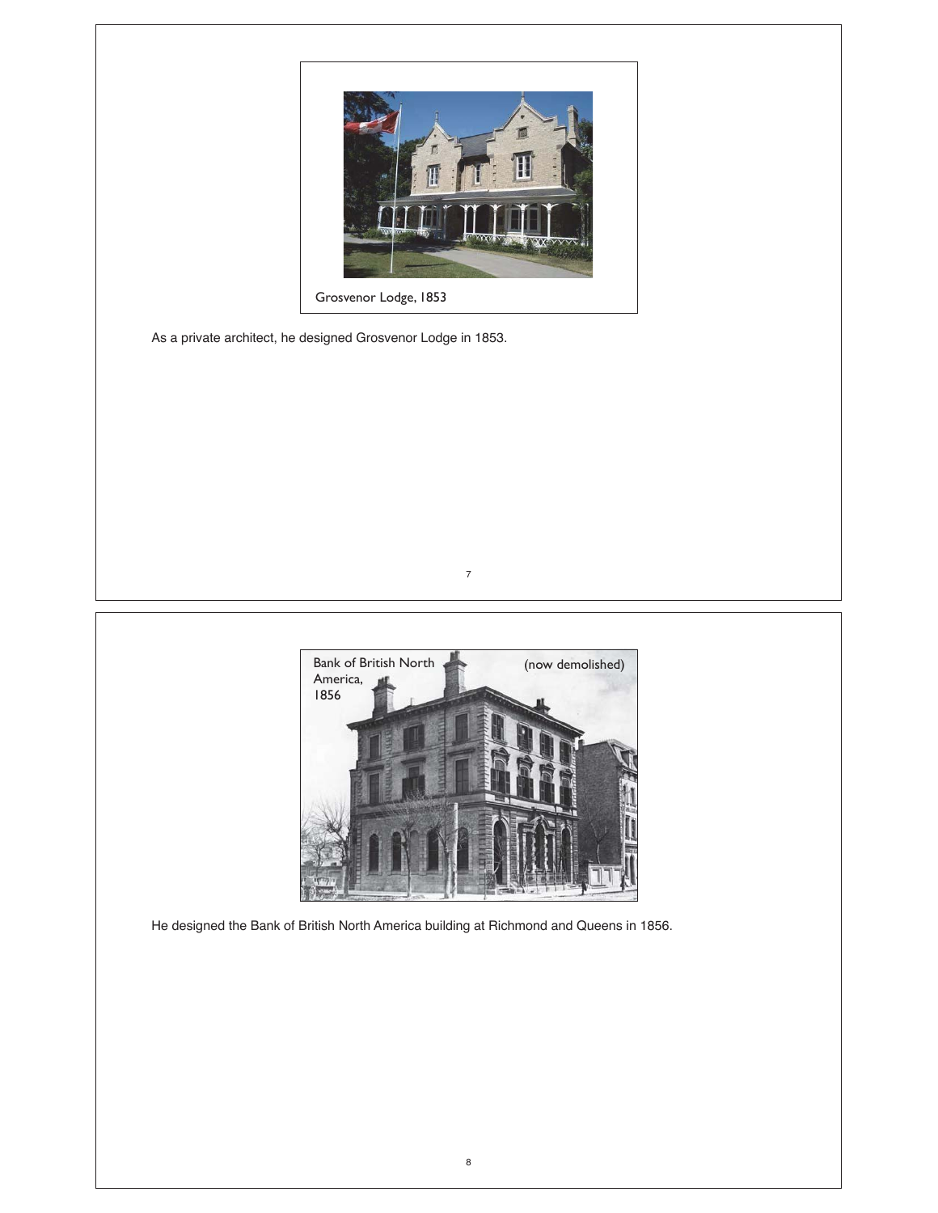Grosvenor Lodge, 1853

As a private architect, he designed Grosvenor Lodge in 1853.

Bank of British North America, 1856

(now demolished)

He designed the Bank of British North America building at Richmond and Queens in 1856.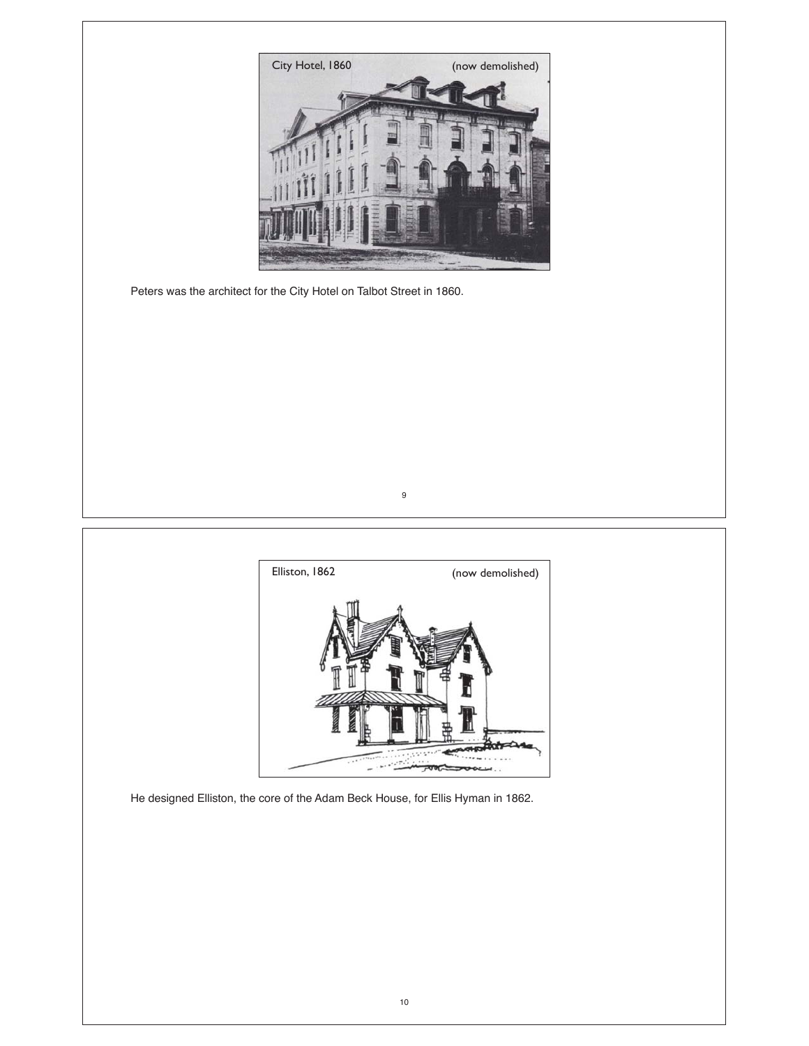City Hotel, 1860 (now demolished)

Peters was the architect for the City Hotel on Talbot Street in 1860.

Elliston, 1862 (now demolished)

He designed Elliston, the core of the Adam Beck House, for Ellis Hyman in 1862.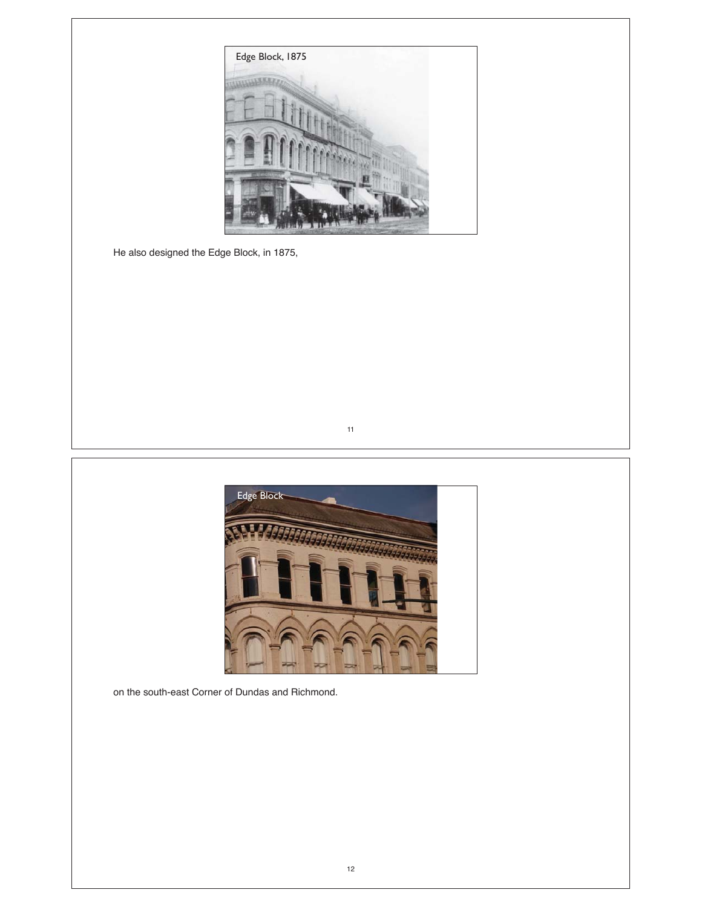Edge Block, 1875

He also designed the Edge Block, in 1875,

Edge Block

on the south-east Corner of Dundas and Richmond.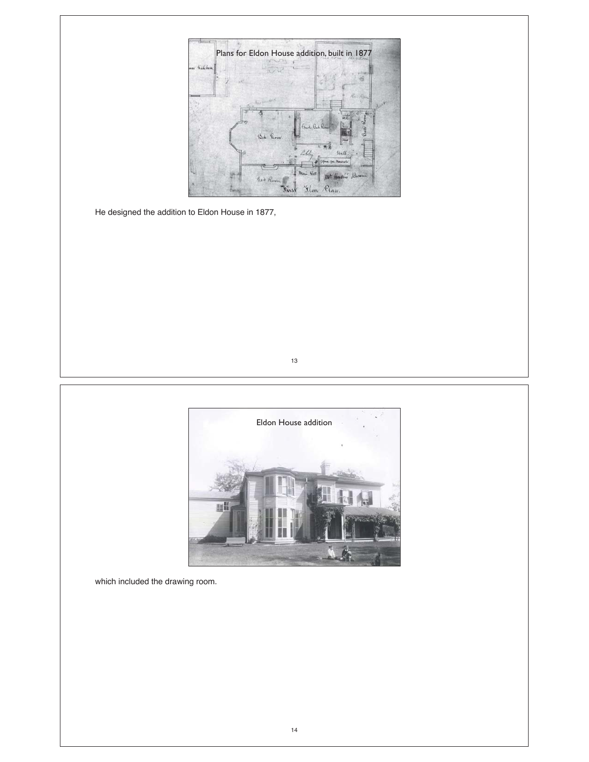Plans for Eldon House addition, built in 1877

He designed the addition to Eldon House in 1877,

Eldon House addition

which included the drawing room.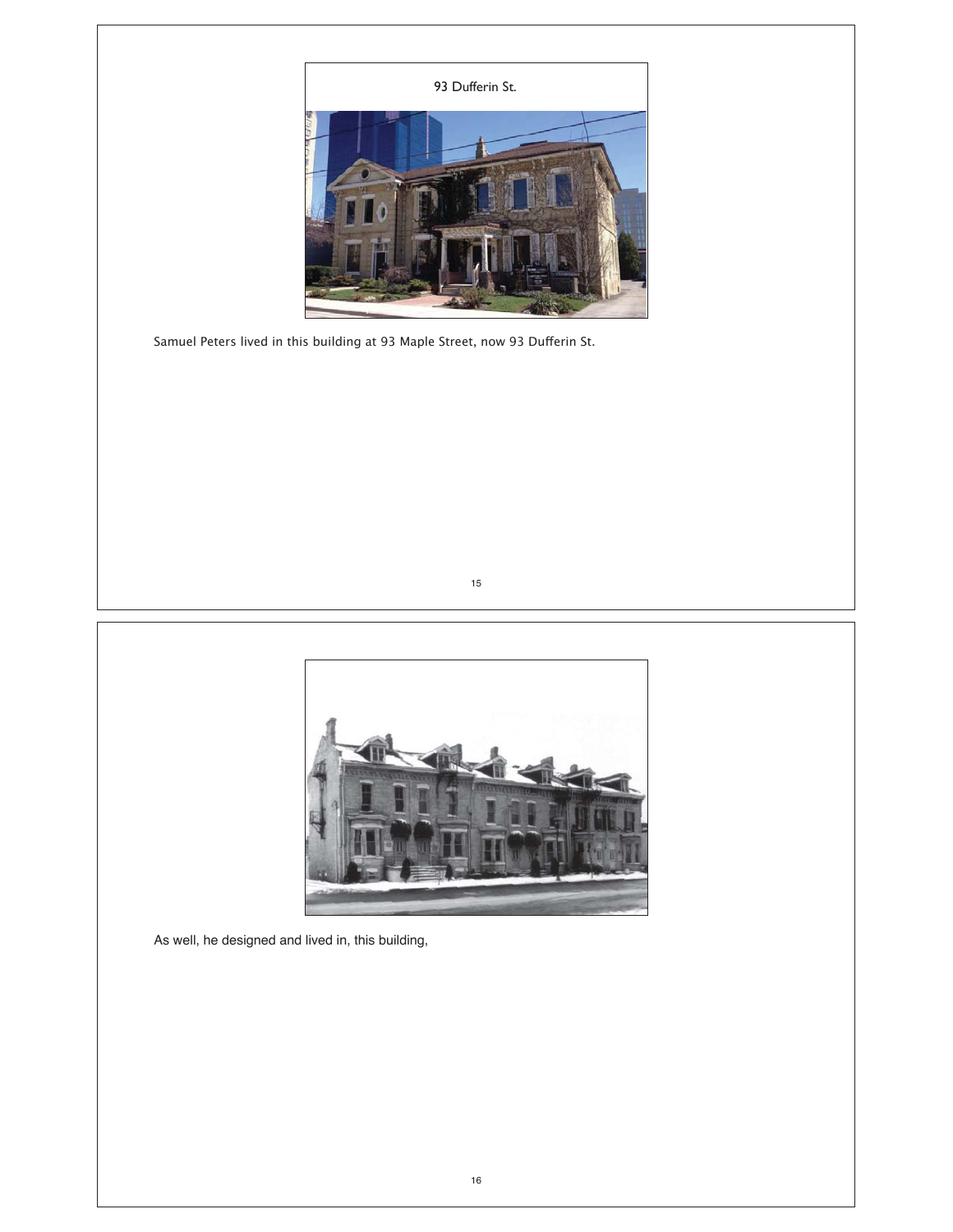93 Dufferin St.

Samuel Peters lived in this building at 93 Maple Street, now 93 Dufferin St.

As well, he designed and lived in, this building,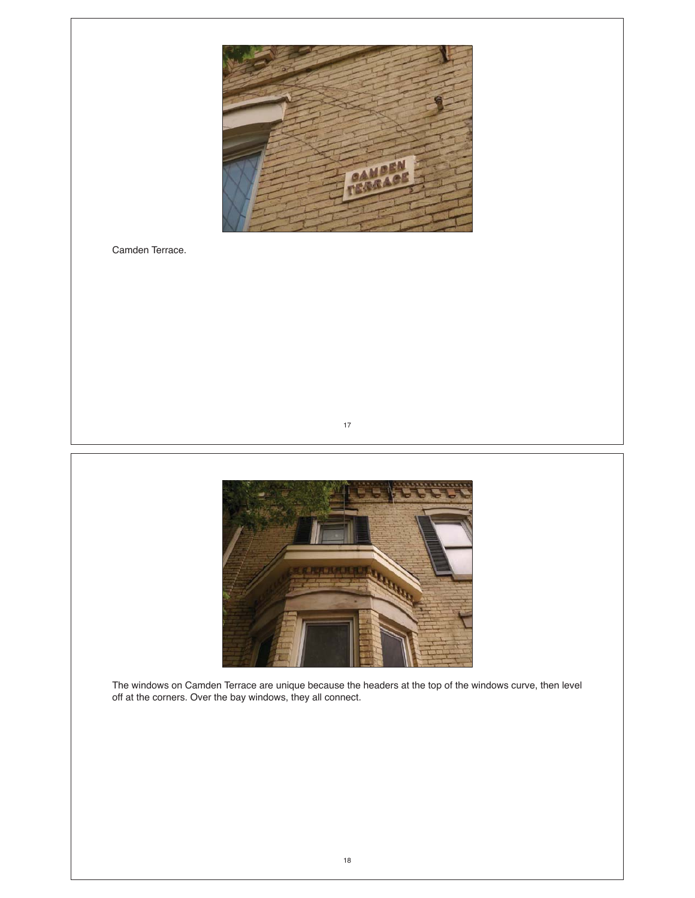Camden Terrace.

The windows on Camden Terrace are unique because the headers at the top of the windows curve, then level off at the corners. Over the bay windows, they all connect.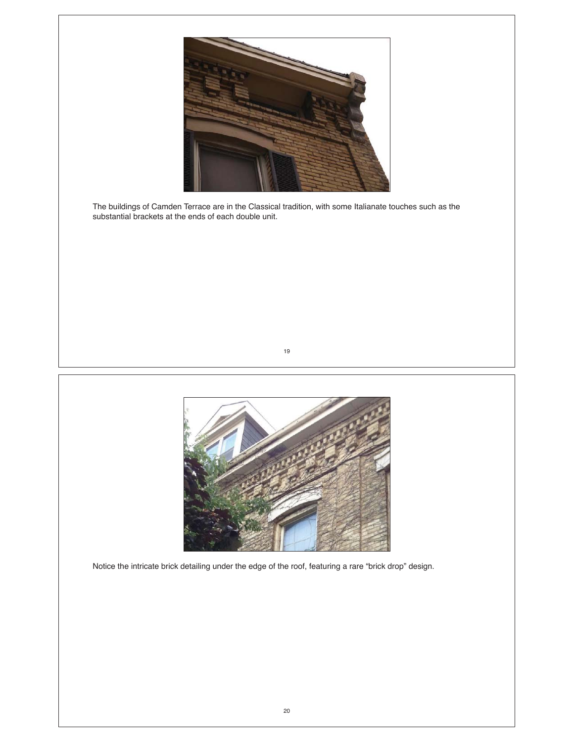The buildings of Camden Terrace are in the Classical tradition, with some Italianate touches such as the substantial brackets at the ends of each double unit.

Notice the intricate brick detailing under the edge of the roof, featuring a rare “brick drop” design.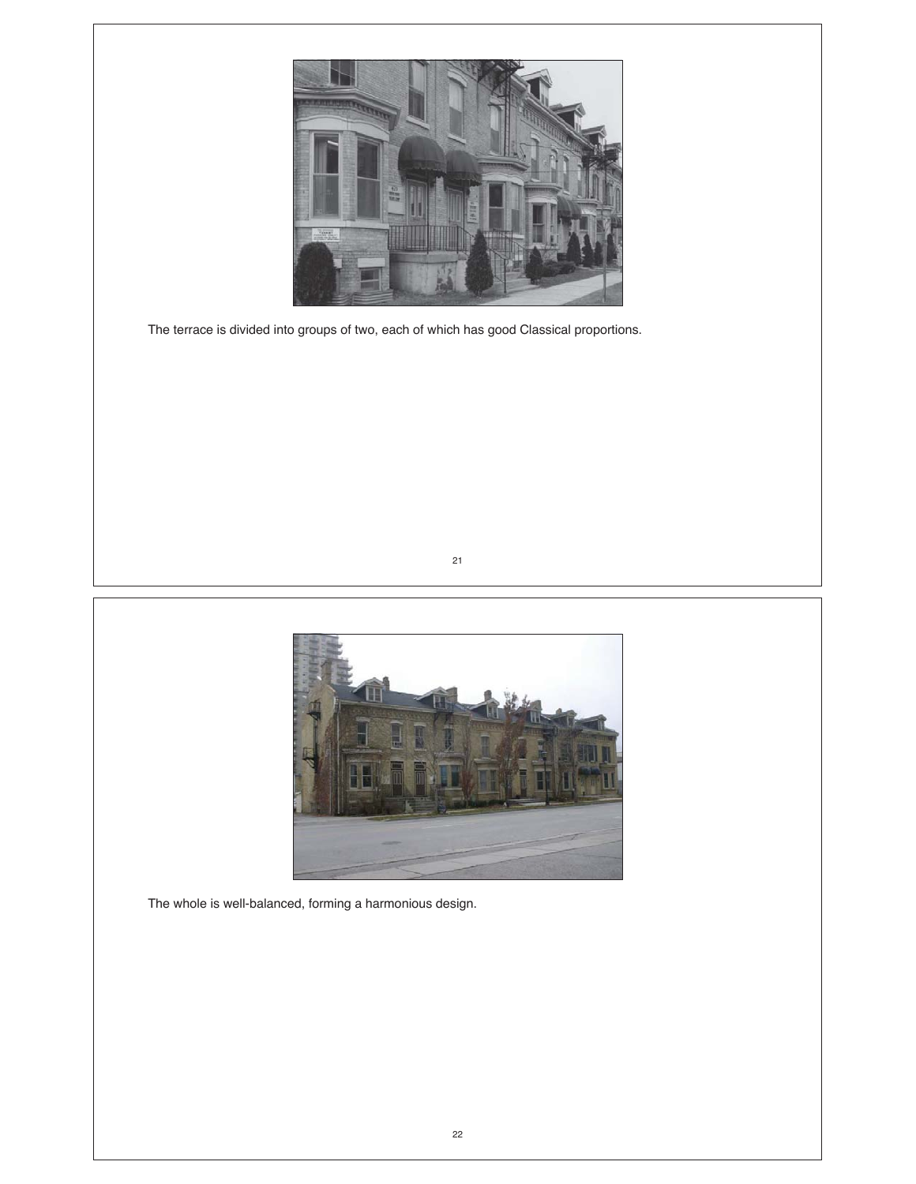The terrace is divided into groups of two, each of which has good Classical proportions.

The whole is well-balanced, forming a harmonious design.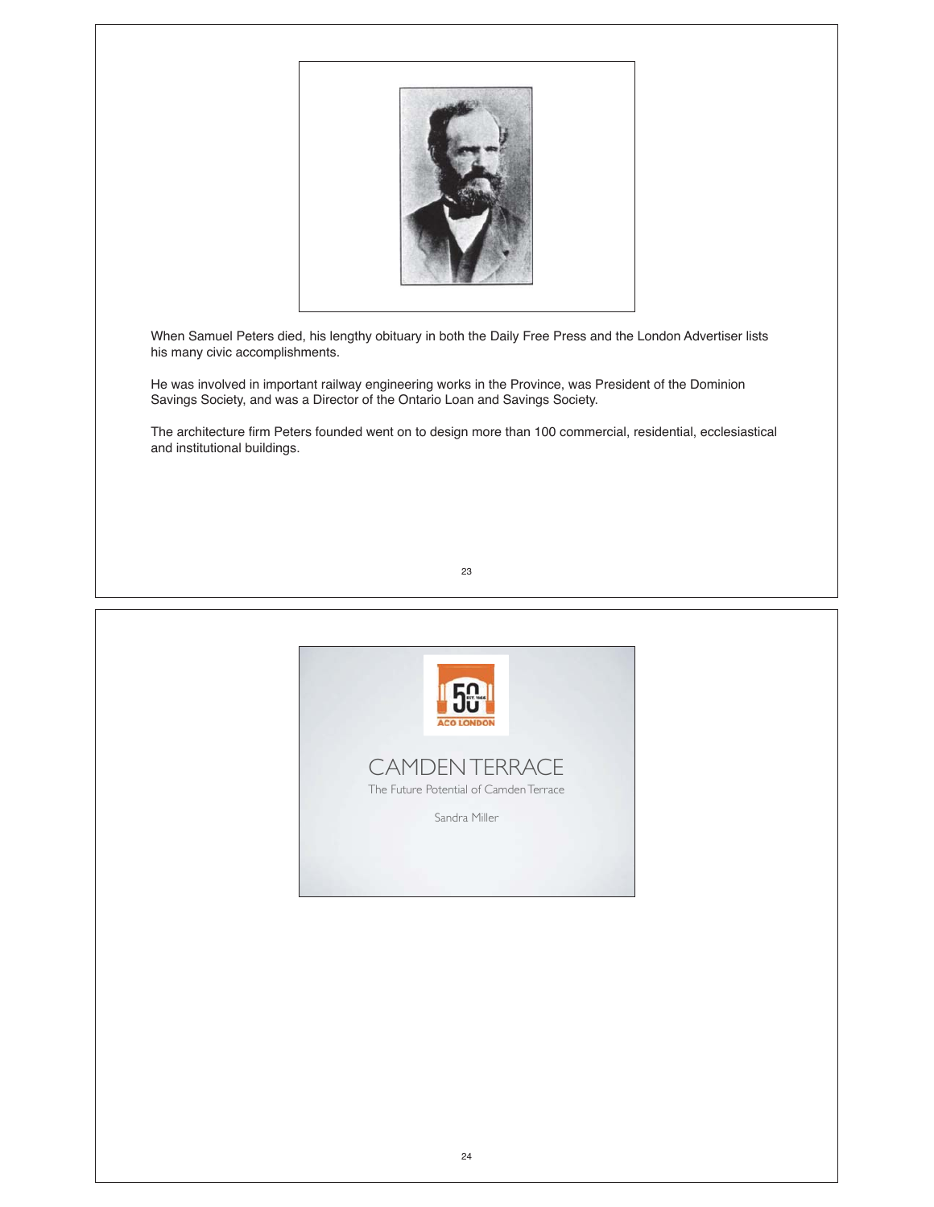When Samuel Peters died, his lengthy obituary in both the Daily Free Press and the London Advertiser lists his many civic accomplishments.

He was involved in important railway engineering works in the Province, was President of the Dominion Savings Society, and was a Director of the Ontario Loan and Savings Society.

The architecture firm Peters founded went on to design more than 100 commercial, residential, ecclesiastical and institutional buildings.

# CAMDEN TERRACE

The Future Potential of Camden Terrace

Sandra Miller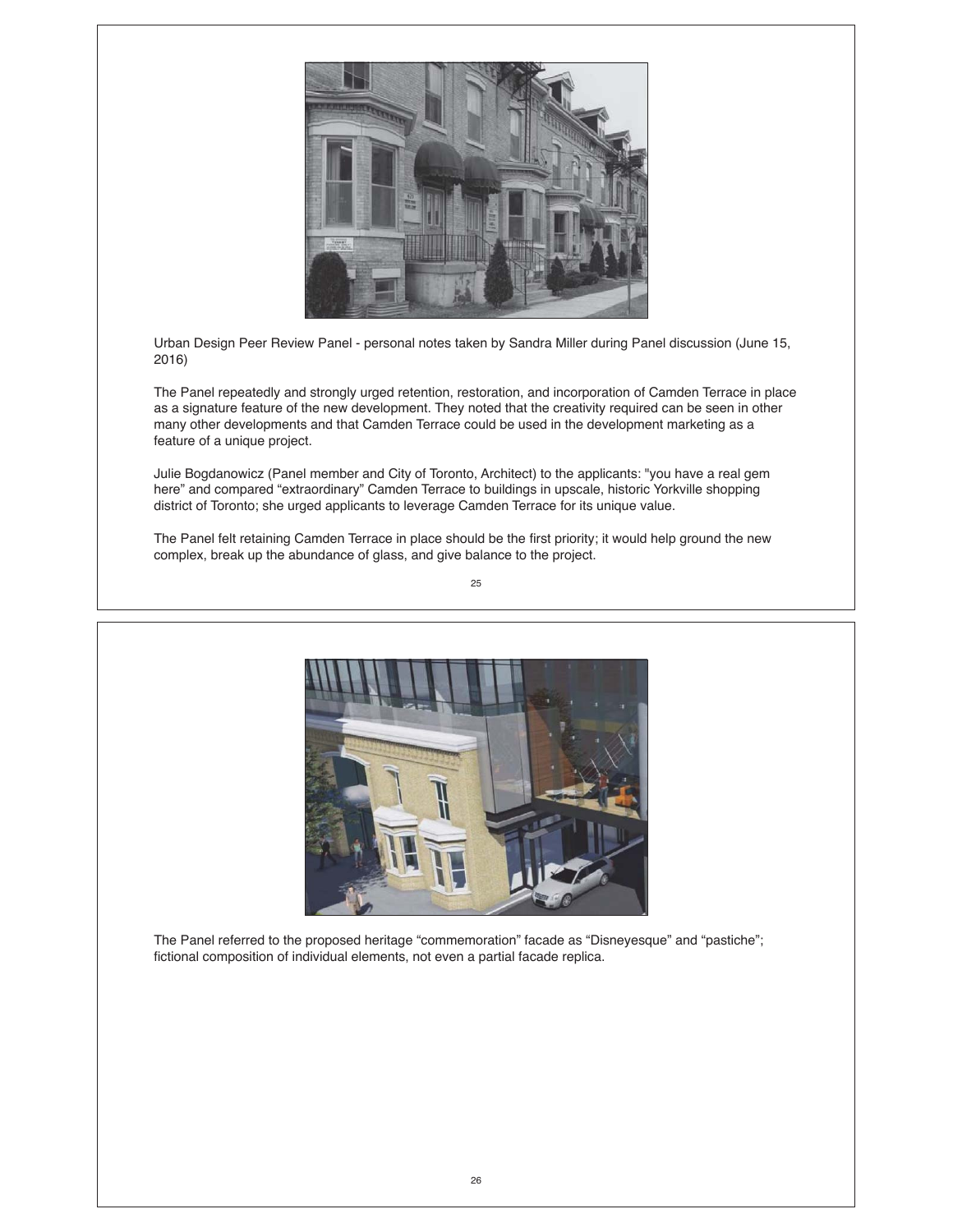Urban Design Peer Review Panel - personal notes taken by Sandra Miller during Panel discussion (June 15, 2016)

The Panel repeatedly and strongly urged retention, restoration, and incorporation of Camden Terrace in place as a signature feature of the new development. They noted that the creativity required can be seen in other many other developments and that Camden Terrace could be used in the development marketing as a feature of a unique project.

Julie Bogdanowicz (Panel member and City of Toronto, Architect) to the applicants: "you have a real gem here" and compared "extraordinary" Camden Terrace to buildings in upscale, historic Yorkville shopping district of Toronto; she urged applicants to leverage Camden Terrace for its unique value.

The Panel felt retaining Camden Terrace in place should be the first priority; it would help ground the new complex, break up the abundance of glass, and give balance to the project.

The Panel referred to the proposed heritage "commemoration" facade as "Disneyesque" and "pastiche"; fictional composition of individual elements, not even a partial facade replica.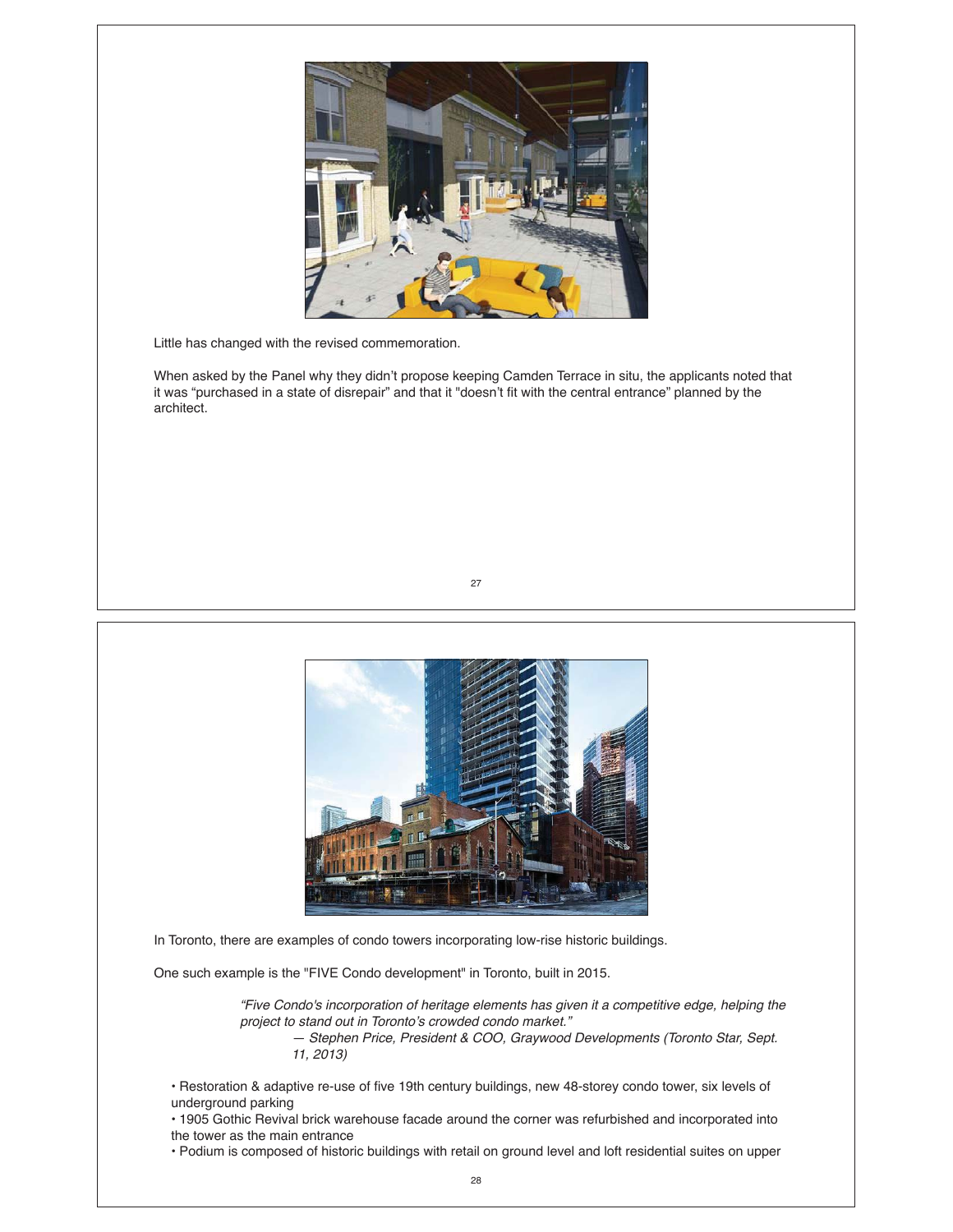Little has changed with the revised commemoration.

When asked by the Panel why they didn't propose keeping Camden Terrace in situ, the applicants noted that it was "purchased in a state of disrepair" and that it "doesn't fit with the central entrance" planned by the architect.

In Toronto, there are examples of condo towers incorporating low-rise historic buildings.

One such example is the "FIVE Condo development" in Toronto, built in 2015.

> *"Five Condo's incorporation of heritage elements has given it a competitive edge, helping the project to stand out in Toronto's crowded condo market."*
>
> *— Stephen Price, President & COO, Graywood Developments (Toronto Star, Sept. 11, 2013)*

- Restoration & adaptive re-use of five 19th century buildings, new 48-storey condo tower, six levels of underground parking
- 1905 Gothic Revival brick warehouse facade around the corner was refurbished and incorporated into the tower as the main entrance
- Podium is composed of historic buildings with retail on ground level and loft residential suites on upper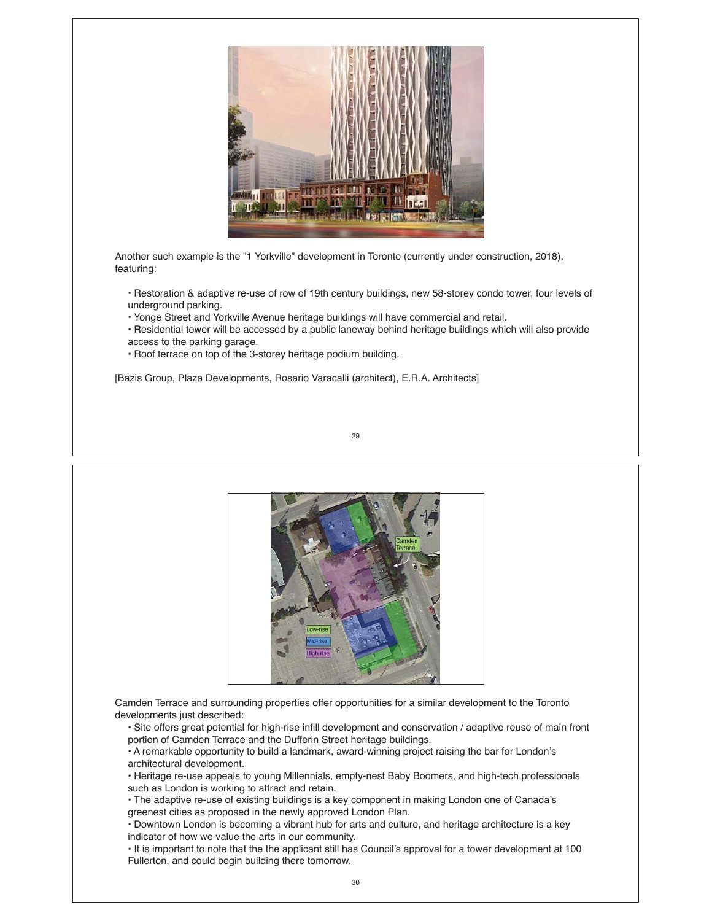Another such example is the "1 Yorkville" development in Toronto (currently under construction, 2018), featuring:

- Restoration & adaptive re-use of row of 19th century buildings, new 58-storey condo tower, four levels of underground parking.
- Yonge Street and Yorkville Avenue heritage buildings will have commercial and retail.
- Residential tower will be accessed by a public laneway behind heritage buildings which will also provide access to the parking garage.
- Roof terrace on top of the 3-storey heritage podium building.

[Bazis Group, Plaza Developments, Rosario Varacalli (architect), E.R.A. Architects]

Camden Terrace and surrounding properties offer opportunities for a similar development to the Toronto developments just described:

- Site offers great potential for high-rise infill development and conservation / adaptive reuse of main front portion of Camden Terrace and the Dufferin Street heritage buildings.
- A remarkable opportunity to build a landmark, award-winning project raising the bar for London's architectural development.
- Heritage re-use appeals to young Millennials, empty-nest Baby Boomers, and high-tech professionals such as London is working to attract and retain.
- The adaptive re-use of existing buildings is a key component in making London one of Canada's greenest cities as proposed in the newly approved London Plan.
- Downtown London is becoming a vibrant hub for arts and culture, and heritage architecture is a key indicator of how we value the arts in our community.
- It is important to note that the the applicant still has Council's approval for a tower development at 100 Fullerton, and could begin building there tomorrow.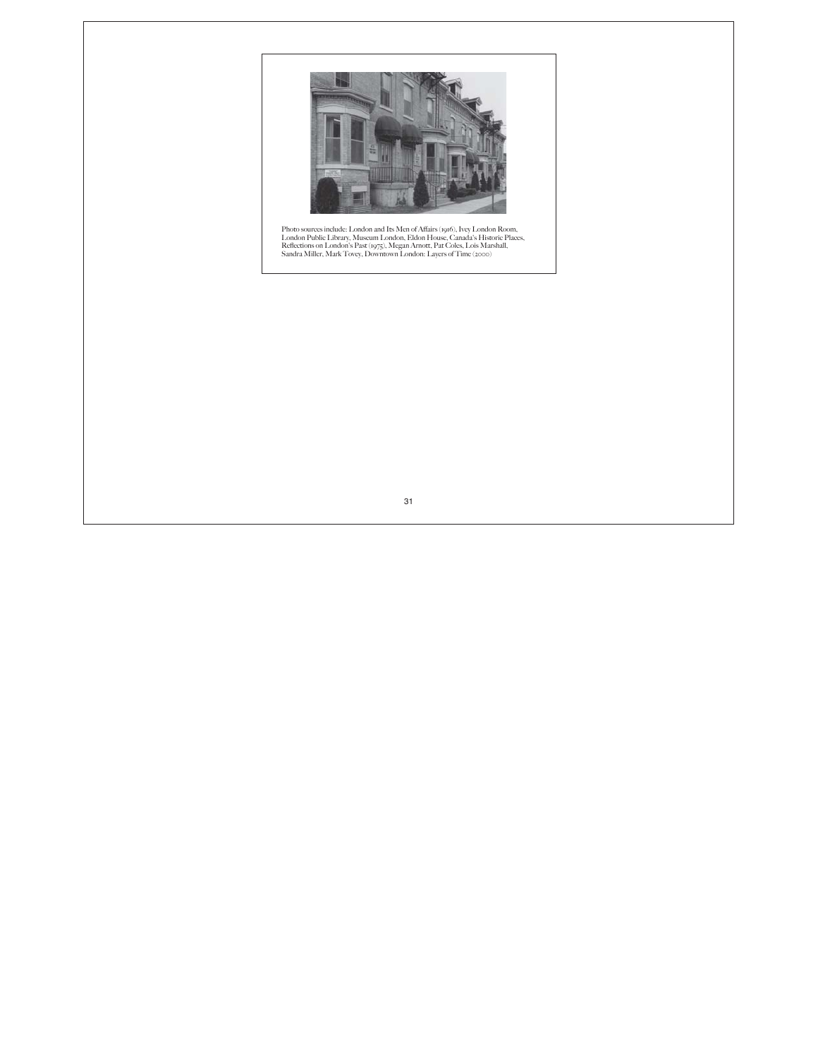Photo sources include: London and Its Men of Affairs (1916), Ivey London Room, London Public Library, Museum London, Eldon House, Canada's Historic Places, Reflections on London's Past (1975), Megan Arnott, Pat Coles, Lois Marshall, Sandra Miller, Mark Tovey, Downtown London: Layers of Time (2000)